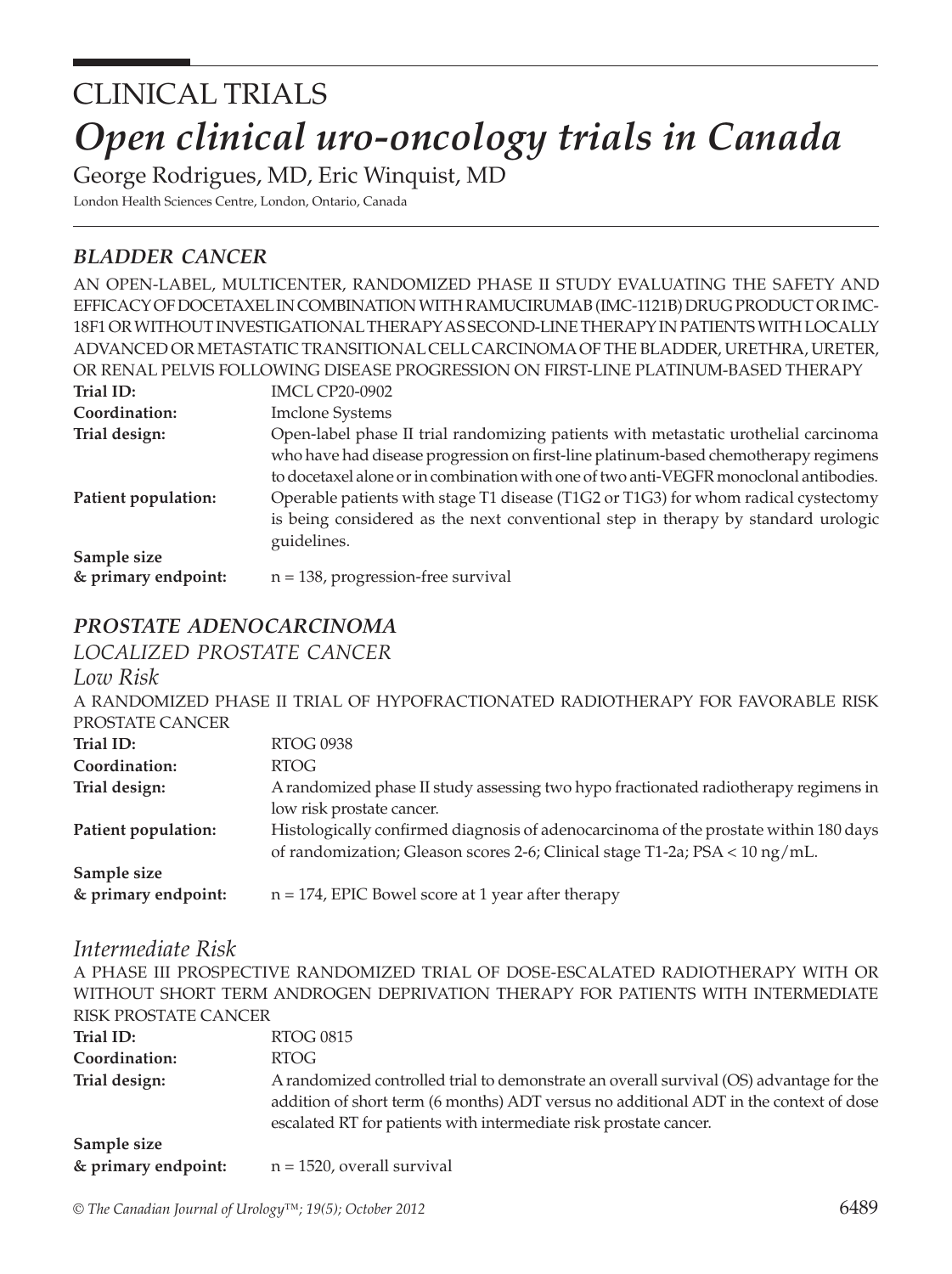# CLINICAL TRIALS

# *Open clinical uro-oncology trials in Canada*

George Rodrigues, MD, Eric Winquist, MD

London Health Sciences Centre, London, Ontario, Canada

## *BLADDER CANCER*

AN OPEN-LABEL, MULTICENTER, RANDOMIZED PHASE II STUDY EVALUATING THE SAFETY AND EFFICACY OF DOCETAXEL IN COMBINATION WITH RAMUCIRUMAB (IMC-1121B) DRUG PRODUCT OR IMC-18F1 OR WITHOUT INVESTIGATIONAL THERAPY AS SECOND-LINE THERAPY IN PATIENTS WITH LOCALLY ADVANCED OR METASTATIC TRANSITIONAL CELL CARCINOMA OF THE BLADDER, URETHRA, URETER, OR RENAL PELVIS FOLLOWING DISEASE PROGRESSION ON FIRST-LINE PLATINUM-BASED THERAPY

**Trial ID:** IMCL CP20-0902

**Coordination:** Imclone Systems

**Trial design:** Open-label phase II trial randomizing patients with metastatic urothelial carcinoma who have had disease progression on first-line platinum-based chemotherapy regimens to docetaxel alone or in combination with one of two anti-VEGFR monoclonal antibodies.

**Patient population:** Operable patients with stage T1 disease (T1G2 or T1G3) for whom radical cystectomy is being considered as the next conventional step in therapy by standard urologic guidelines.

**Sample size & primary endpoint:** n = 138, progression-free survival

## *PROSTATE ADENOCARCINOMA*

### *LOCALIZED PROSTATE CANCER*

#### *Low Risk*

A RANDOMIZED PHASE II TRIAL OF HYPOFRACTIONATED RADIOTHERAPY FOR FAVORABLE RISK PROSTATE CANCER

**Trial ID:** RTOG 0938

**Coordination:** RTOG

**Trial design:** A randomized phase II study assessing two hypo fractionated radiotherapy regimens in low risk prostate cancer.

**Patient population:** Histologically confirmed diagnosis of adenocarcinoma of the prostate within 180 days of randomization; Gleason scores 2-6; Clinical stage T1-2a; PSA < 10 ng/mL.

**Sample size & primary endpoint:** n = 174, EPIC Bowel score at 1 year after therapy

#### *Intermediate Risk*

A PHASE III PROSPECTIVE RANDOMIZED TRIAL OF DOSE-ESCALATED RADIOTHERAPY WITH OR WITHOUT SHORT TERM ANDROGEN DEPRIVATION THERAPY FOR PATIENTS WITH INTERMEDIATE RISK PROSTATE CANCER

**Trial ID:** RTOG 0815

**Coordination:** RTOG

**Trial design:** A randomized controlled trial to demonstrate an overall survival (OS) advantage for the addition of short term (6 months) ADT versus no additional ADT in the context of dose escalated RT for patients with intermediate risk prostate cancer.

**Sample size & primary endpoint:** n = 1520, overall survival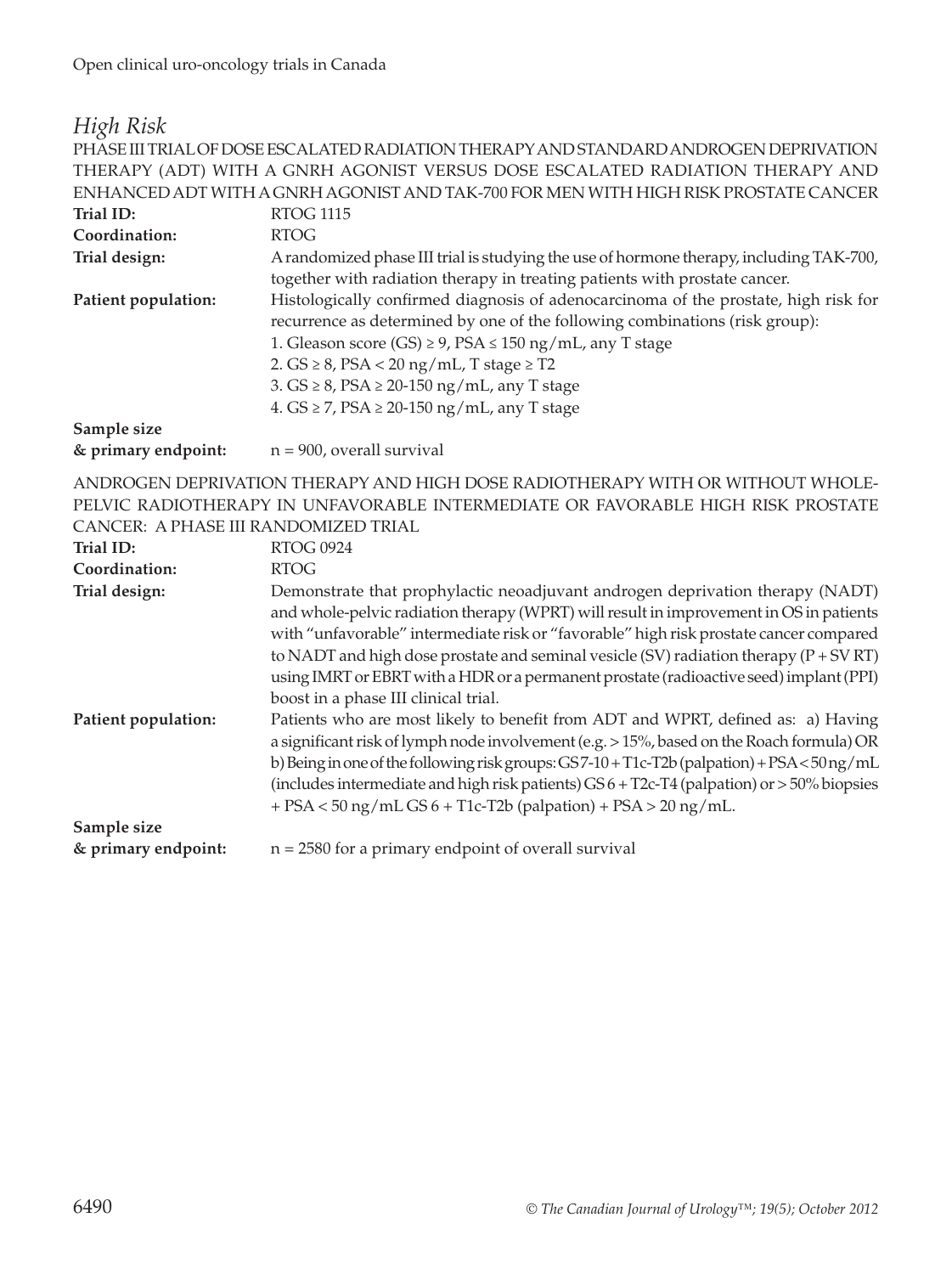## *High Risk*

PHASE III TRIAL OF DOSE ESCALATED RADIATION THERAPY AND STANDARD ANDROGEN DEPRIVATION THERAPY (ADT) WITH A GNRH AGONIST VERSUS DOSE ESCALATED RADIATION THERAPY AND ENHANCED ADT WITH A GNRH AGONIST AND TAK-700 FOR MEN WITH HIGH RISK PROSTATE CANCER

**Trial ID:** RTOG 1115

**Coordination:** RTOG

**Trial design:** A randomized phase III trial is studying the use of hormone therapy, including TAK-700, together with radiation therapy in treating patients with prostate cancer.

**Patient population:** Histologically confirmed diagnosis of adenocarcinoma of the prostate, high risk for recurrence as determined by one of the following combinations (risk group):
1. Gleason score (GS) ≥ 9, PSA ≤ 150 ng/mL, any T stage
2. GS ≥ 8, PSA < 20 ng/mL, T stage ≥ T2
3. GS ≥ 8, PSA ≥ 20-150 ng/mL, any T stage
4. GS ≥ 7, PSA ≥ 20-150 ng/mL, any T stage

**Sample size & primary endpoint:** n = 900, overall survival

ANDROGEN DEPRIVATION THERAPY AND HIGH DOSE RADIOTHERAPY WITH OR WITHOUT WHOLE-PELVIC RADIOTHERAPY IN UNFAVORABLE INTERMEDIATE OR FAVORABLE HIGH RISK PROSTATE CANCER: A PHASE III RANDOMIZED TRIAL

**Trial ID:** RTOG 0924

**Coordination:** RTOG

**Trial design:** Demonstrate that prophylactic neoadjuvant androgen deprivation therapy (NADT) and whole-pelvic radiation therapy (WPRT) will result in improvement in OS in patients with "unfavorable" intermediate risk or "favorable" high risk prostate cancer compared to NADT and high dose prostate and seminal vesicle (SV) radiation therapy (P + SV RT) using IMRT or EBRT with a HDR or a permanent prostate (radioactive seed) implant (PPI) boost in a phase III clinical trial.

**Patient population:** Patients who are most likely to benefit from ADT and WPRT, defined as: a) Having a significant risk of lymph node involvement (e.g. > 15%, based on the Roach formula) OR b) Being in one of the following risk groups: GS 7-10 + T1c-T2b (palpation) + PSA < 50 ng/mL (includes intermediate and high risk patients) GS 6 + T2c-T4 (palpation) or > 50% biopsies + PSA < 50 ng/mL GS 6 + T1c-T2b (palpation) + PSA > 20 ng/mL.

**Sample size & primary endpoint:** n = 2580 for a primary endpoint of overall survival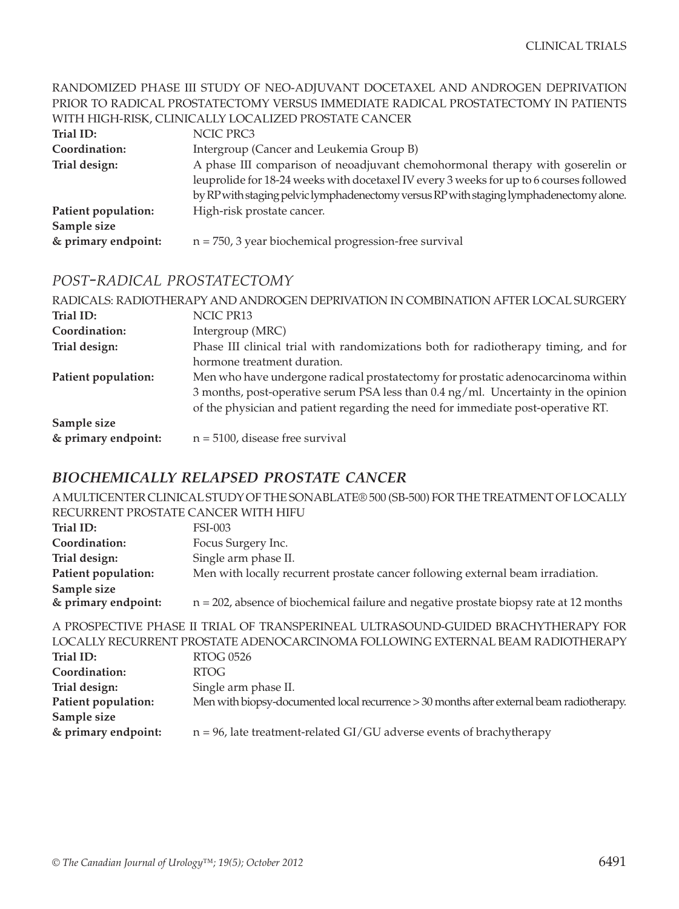RANDOMIZED PHASE III STUDY OF NEO-ADJUVANT DOCETAXEL AND ANDROGEN DEPRIVATION PRIOR TO RADICAL PROSTATECTOMY VERSUS IMMEDIATE RADICAL PROSTATECTOMY IN PATIENTS WITH HIGH-RISK, CLINICALLY LOCALIZED PROSTATE CANCER

**Trial ID:** NCIC PRC3

**Coordination:** Intergroup (Cancer and Leukemia Group B)

**Trial design:** A phase III comparison of neoadjuvant chemohormonal therapy with goserelin or leuprolide for 18-24 weeks with docetaxel IV every 3 weeks for up to 6 courses followed by RP with staging pelvic lymphadenectomy versus RP with staging lymphadenectomy alone.

**Patient population:** High-risk prostate cancer.

**Sample size & primary endpoint:** n = 750, 3 year biochemical progression-free survival

## *POST-RADICAL PROSTATECTOMY*

RADICALS: RADIOTHERAPY AND ANDROGEN DEPRIVATION IN COMBINATION AFTER LOCAL SURGERY

**Trial ID:** NCIC PR13

**Coordination:** Intergroup (MRC)

**Trial design:** Phase III clinical trial with randomizations both for radiotherapy timing, and for hormone treatment duration.

**Patient population:** Men who have undergone radical prostatectomy for prostatic adenocarcinoma within 3 months, post-operative serum PSA less than 0.4 ng/ml. Uncertainty in the opinion of the physician and patient regarding the need for immediate post-operative RT.

**Sample size & primary endpoint:** n = 5100, disease free survival

## *BIOCHEMICALLY RELAPSED PROSTATE CANCER*

A MULTICENTER CLINICAL STUDY OF THE SONABLATE® 500 (SB-500) FOR THE TREATMENT OF LOCALLY RECURRENT PROSTATE CANCER WITH HIFU

**Trial ID:** FSI-003

**Coordination:** Focus Surgery Inc.

**Trial design:** Single arm phase II.

**Patient population:** Men with locally recurrent prostate cancer following external beam irradiation.

**Sample size & primary endpoint:** n = 202, absence of biochemical failure and negative prostate biopsy rate at 12 months

A PROSPECTIVE PHASE II TRIAL OF TRANSPERINEAL ULTRASOUND-GUIDED BRACHYTHERAPY FOR LOCALLY RECURRENT PROSTATE ADENOCARCINOMA FOLLOWING EXTERNAL BEAM RADIOTHERAPY

**Trial ID:** RTOG 0526

**Coordination:** RTOG

**Trial design:** Single arm phase II.

**Patient population:** Men with biopsy-documented local recurrence > 30 months after external beam radiotherapy.

**Sample size & primary endpoint:** n = 96, late treatment-related GI/GU adverse events of brachytherapy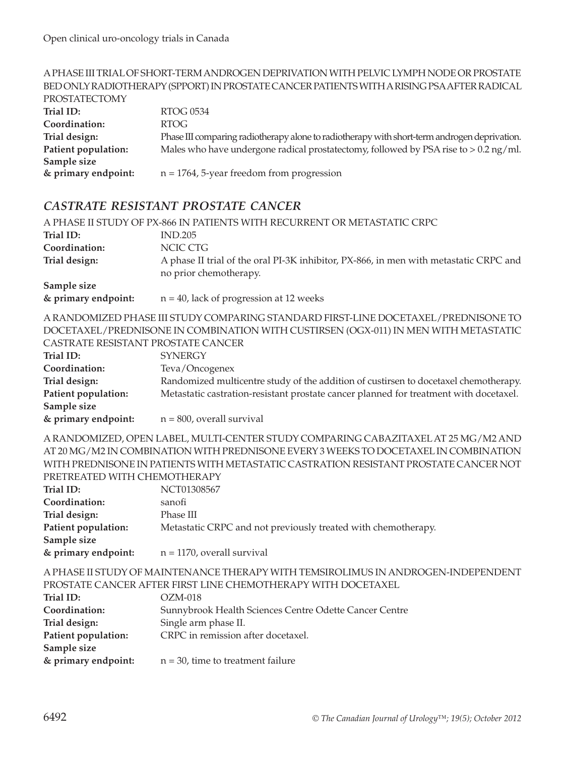A PHASE III TRIAL OF SHORT-TERM ANDROGEN DEPRIVATION WITH PELVIC LYMPH NODE OR PROSTATE BED ONLY RADIOTHERAPY (SPPORT) IN PROSTATE CANCER PATIENTS WITH A RISING PSA AFTER RADICAL PROSTATECTOMY

| | |
|---|---|
| **Trial ID:** | RTOG 0534 |
| **Coordination:** | RTOG |
| **Trial design:** | Phase III comparing radiotherapy alone to radiotherapy with short-term androgen deprivation. |
| **Patient population:** | Males who have undergone radical prostatectomy, followed by PSA rise to > 0.2 ng/ml. |
| **Sample size & primary endpoint:** | n = 1764, 5-year freedom from progression |

## *CASTRATE RESISTANT PROSTATE CANCER*

A PHASE II STUDY OF PX-866 IN PATIENTS WITH RECURRENT OR METASTATIC CRPC

| | |
|---|---|
| **Trial ID:** | IND.205 |
| **Coordination:** | NCIC CTG |
| **Trial design:** | A phase II trial of the oral PI-3K inhibitor, PX-866, in men with metastatic CRPC and no prior chemotherapy. |
| **Sample size & primary endpoint:** | n = 40, lack of progression at 12 weeks |

A RANDOMIZED PHASE III STUDY COMPARING STANDARD FIRST-LINE DOCETAXEL/PREDNISONE TO DOCETAXEL/PREDNISONE IN COMBINATION WITH CUSTIRSEN (OGX-011) IN MEN WITH METASTATIC CASTRATE RESISTANT PROSTATE CANCER

| | |
|---|---|
| **Trial ID:** | SYNERGY |
| **Coordination:** | Teva/Oncogenex |
| **Trial design:** | Randomized multicentre study of the addition of custirsen to docetaxel chemotherapy. |
| **Patient population:** | Metastatic castration-resistant prostate cancer planned for treatment with docetaxel. |
| **Sample size & primary endpoint:** | n = 800, overall survival |

A RANDOMIZED, OPEN LABEL, MULTI-CENTER STUDY COMPARING CABAZITAXEL AT 25 MG/M2 AND AT 20 MG/M2 IN COMBINATION WITH PREDNISONE EVERY 3 WEEKS TO DOCETAXEL IN COMBINATION WITH PREDNISONE IN PATIENTS WITH METASTATIC CASTRATION RESISTANT PROSTATE CANCER NOT PRETREATED WITH CHEMOTHERAPY

| | |
|---|---|
| **Trial ID:** | NCT01308567 |
| **Coordination:** | sanofi |
| **Trial design:** | Phase III |
| **Patient population:** | Metastatic CRPC and not previously treated with chemotherapy. |
| **Sample size & primary endpoint:** | n = 1170, overall survival |

A PHASE II STUDY OF MAINTENANCE THERAPY WITH TEMSIROLIMUS IN ANDROGEN-INDEPENDENT PROSTATE CANCER AFTER FIRST LINE CHEMOTHERAPY WITH DOCETAXEL

| | |
|---|---|
| **Trial ID:** | OZM-018 |
| **Coordination:** | Sunnybrook Health Sciences Centre Odette Cancer Centre |
| **Trial design:** | Single arm phase II. |
| **Patient population:** | CRPC in remission after docetaxel. |
| **Sample size & primary endpoint:** | n = 30, time to treatment failure |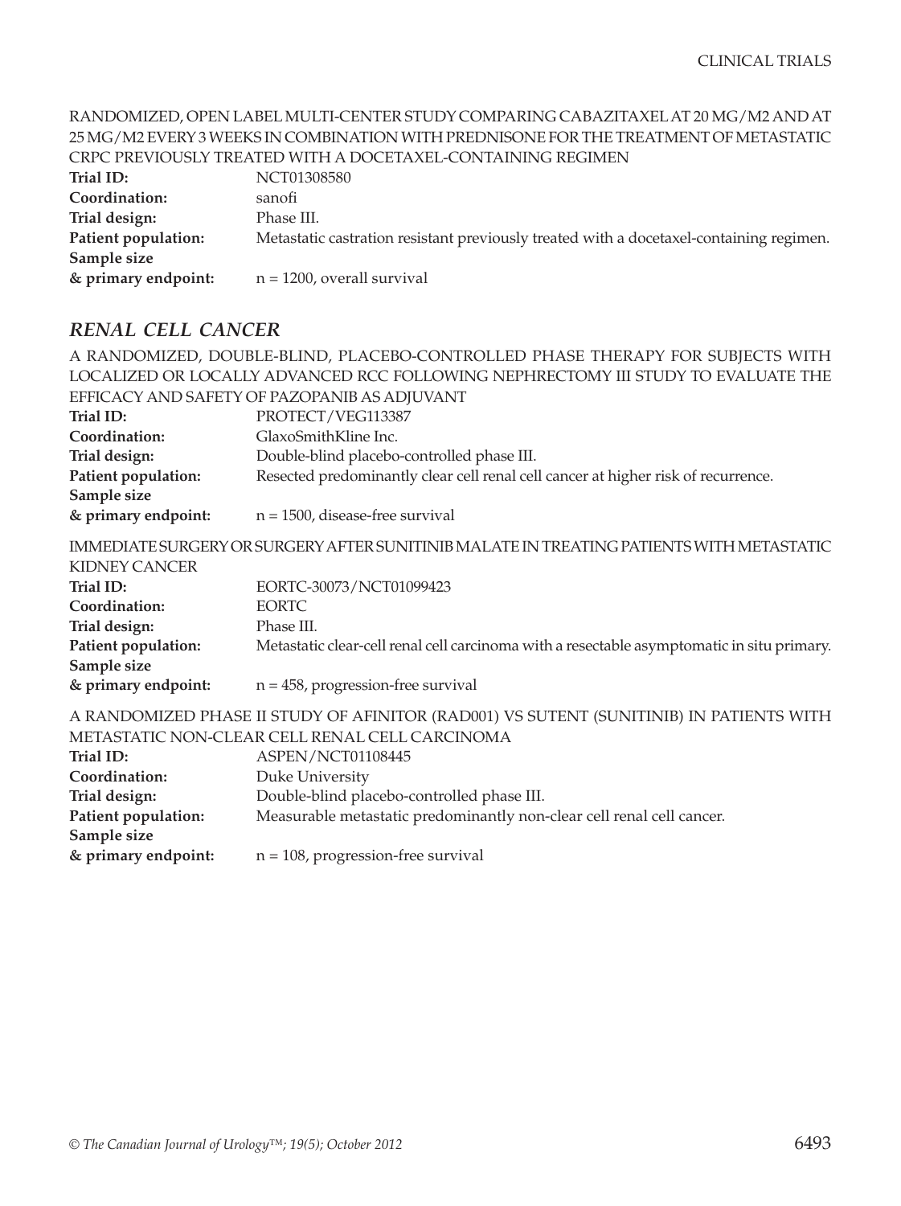RANDOMIZED, OPEN LABEL MULTI-CENTER STUDY COMPARING CABAZITAXEL AT 20 MG/M2 AND AT 25 MG/M2 EVERY 3 WEEKS IN COMBINATION WITH PREDNISONE FOR THE TREATMENT OF METASTATIC CRPC PREVIOUSLY TREATED WITH A DOCETAXEL-CONTAINING REGIMEN

| | |
|---|---|
| **Trial ID:** | NCT01308580 |
| **Coordination:** | sanofi |
| **Trial design:** | Phase III. |
| **Patient population:** | Metastatic castration resistant previously treated with a docetaxel-containing regimen. |
| **Sample size & primary endpoint:** | n = 1200, overall survival |

## *RENAL CELL CANCER*

A RANDOMIZED, DOUBLE-BLIND, PLACEBO-CONTROLLED PHASE THERAPY FOR SUBJECTS WITH LOCALIZED OR LOCALLY ADVANCED RCC FOLLOWING NEPHRECTOMY III STUDY TO EVALUATE THE EFFICACY AND SAFETY OF PAZOPANIB AS ADJUVANT

| | |
|---|---|
| **Trial ID:** | PROTECT/VEG113387 |
| **Coordination:** | GlaxoSmithKline Inc. |
| **Trial design:** | Double-blind placebo-controlled phase III. |
| **Patient population:** | Resected predominantly clear cell renal cell cancer at higher risk of recurrence. |
| **Sample size & primary endpoint:** | n = 1500, disease-free survival |

IMMEDIATE SURGERY OR SURGERY AFTER SUNITINIB MALATE IN TREATING PATIENTS WITH METASTATIC KIDNEY CANCER

| | |
|---|---|
| **Trial ID:** | EORTC-30073/NCT01099423 |
| **Coordination:** | EORTC |
| **Trial design:** | Phase III. |
| **Patient population:** | Metastatic clear-cell renal cell carcinoma with a resectable asymptomatic in situ primary. |
| **Sample size & primary endpoint:** | n = 458, progression-free survival |

A RANDOMIZED PHASE II STUDY OF AFINITOR (RAD001) VS SUTENT (SUNITINIB) IN PATIENTS WITH METASTATIC NON-CLEAR CELL RENAL CELL CARCINOMA

| | |
|---|---|
| **Trial ID:** | ASPEN/NCT01108445 |
| **Coordination:** | Duke University |
| **Trial design:** | Double-blind placebo-controlled phase III. |
| **Patient population:** | Measurable metastatic predominantly non-clear cell renal cell cancer. |
| **Sample size & primary endpoint:** | n = 108, progression-free survival |